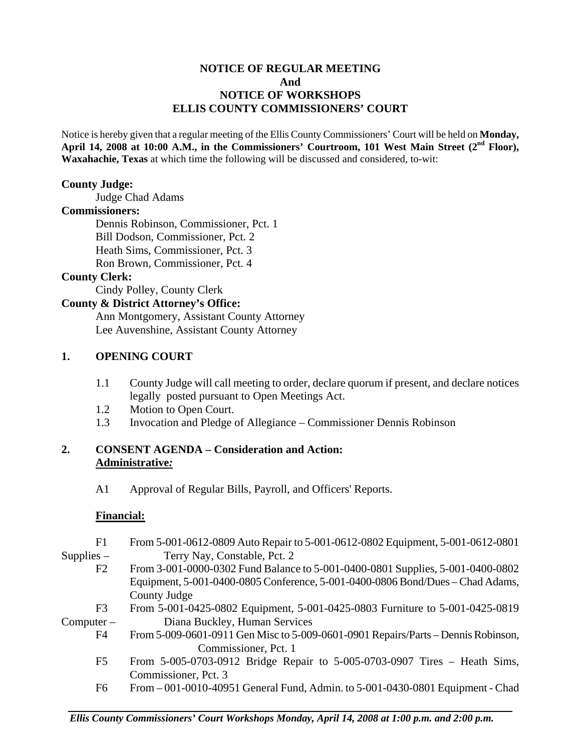# NOTICE OF REGULAR MEETING
## And
# NOTICE OF WORKSHOPS
# ELLIS COUNTY COMMISSIONERS' COURT

Notice is hereby given that a regular meeting of the Ellis County Commissioners' Court will be held on **Monday, April 14, 2008 at 10:00 A.M., in the Commissioners' Courtroom, 101 West Main Street (2nd Floor), Waxahachie, Texas** at which time the following will be discussed and considered, to-wit:

**County Judge:**

Judge Chad Adams

**Commissioners:**

Dennis Robinson, Commissioner, Pct. 1
Bill Dodson, Commissioner, Pct. 2
Heath Sims, Commissioner, Pct. 3
Ron Brown, Commissioner, Pct. 4

**County Clerk:**

Cindy Polley, County Clerk

**County & District Attorney's Office:**

Ann Montgomery, Assistant County Attorney
Lee Auvenshine, Assistant County Attorney

## 1. OPENING COURT

1.1 County Judge will call meeting to order, declare quorum if present, and declare notices legally posted pursuant to Open Meetings Act.

1.2 Motion to Open Court.

1.3 Invocation and Pledge of Allegiance – Commissioner Dennis Robinson

## 2. CONSENT AGENDA – Consideration and Action:

**Administrative:**

A1 Approval of Regular Bills, Payroll, and Officers' Reports.

**Financial:**

F1 From 5-001-0612-0809 Auto Repair to 5-001-0612-0802 Equipment, 5-001-0612-0801 Supplies – Terry Nay, Constable, Pct. 2

F2 From 3-001-0000-0302 Fund Balance to 5-001-0400-0801 Supplies, 5-001-0400-0802 Equipment, 5-001-0400-0805 Conference, 5-001-0400-0806 Bond/Dues – Chad Adams, County Judge

F3 From 5-001-0425-0802 Equipment, 5-001-0425-0803 Furniture to 5-001-0425-0819 Computer – Diana Buckley, Human Services

F4 From 5-009-0601-0911 Gen Misc to 5-009-0601-0901 Repairs/Parts – Dennis Robinson, Commissioner, Pct. 1

F5 From 5-005-0703-0912 Bridge Repair to 5-005-0703-0907 Tires – Heath Sims, Commissioner, Pct. 3

F6 From – 001-0010-40951 General Fund, Admin. to 5-001-0430-0801 Equipment - Chad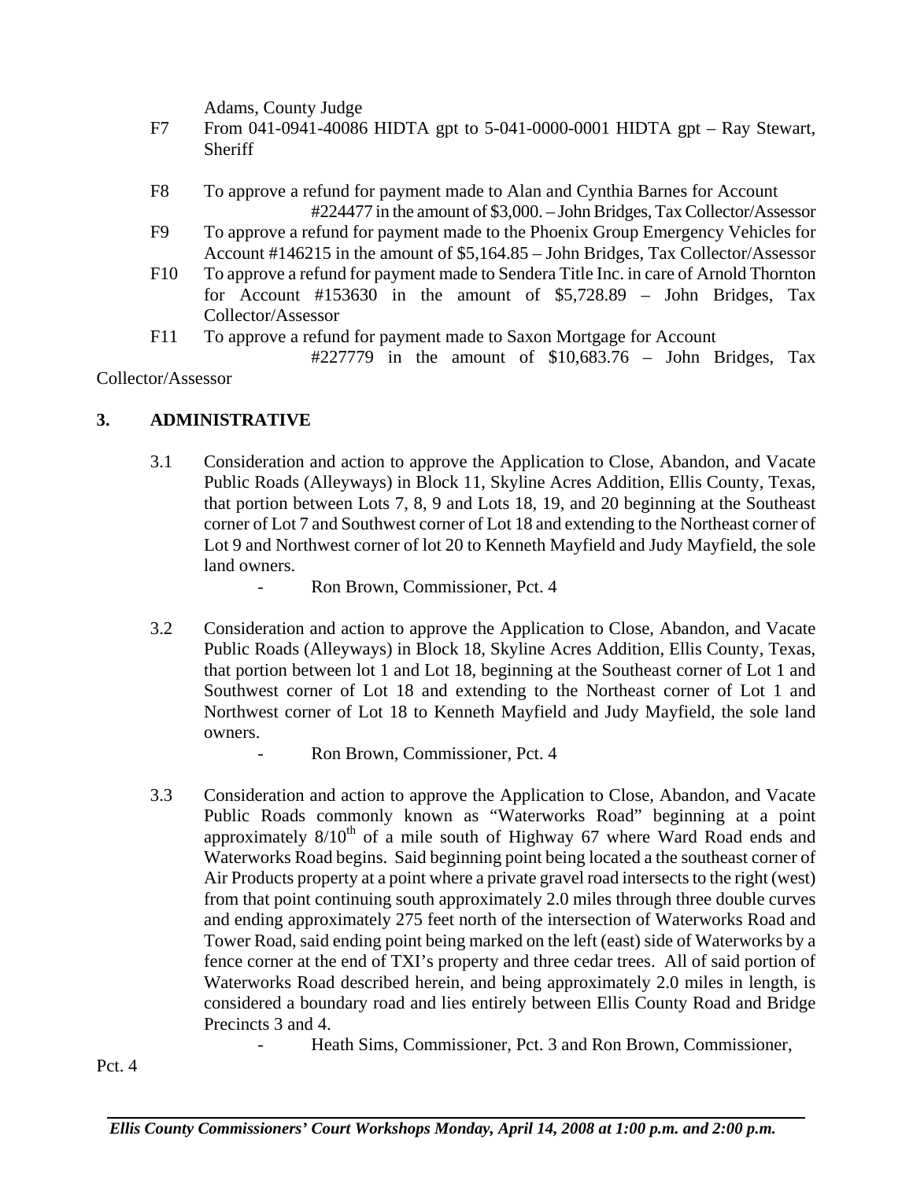Adams, County Judge

F7 From 041-0941-40086 HIDTA gpt to 5-041-0000-0001 HIDTA gpt – Ray Stewart, Sheriff

F8 To approve a refund for payment made to Alan and Cynthia Barnes for Account #224477 in the amount of $3,000. – John Bridges, Tax Collector/Assessor

F9 To approve a refund for payment made to the Phoenix Group Emergency Vehicles for Account #146215 in the amount of $5,164.85 – John Bridges, Tax Collector/Assessor

F10 To approve a refund for payment made to Sendera Title Inc. in care of Arnold Thornton for Account #153630 in the amount of $5,728.89 – John Bridges, Tax Collector/Assessor

F11 To approve a refund for payment made to Saxon Mortgage for Account #227779 in the amount of $10,683.76 – John Bridges, Tax Collector/Assessor

## 3. ADMINISTRATIVE

3.1 Consideration and action to approve the Application to Close, Abandon, and Vacate Public Roads (Alleyways) in Block 11, Skyline Acres Addition, Ellis County, Texas, that portion between Lots 7, 8, 9 and Lots 18, 19, and 20 beginning at the Southeast corner of Lot 7 and Southwest corner of Lot 18 and extending to the Northeast corner of Lot 9 and Northwest corner of lot 20 to Kenneth Mayfield and Judy Mayfield, the sole land owners.

- Ron Brown, Commissioner, Pct. 4

3.2 Consideration and action to approve the Application to Close, Abandon, and Vacate Public Roads (Alleyways) in Block 18, Skyline Acres Addition, Ellis County, Texas, that portion between lot 1 and Lot 18, beginning at the Southeast corner of Lot 1 and Southwest corner of Lot 18 and extending to the Northeast corner of Lot 1 and Northwest corner of Lot 18 to Kenneth Mayfield and Judy Mayfield, the sole land owners.

- Ron Brown, Commissioner, Pct. 4

3.3 Consideration and action to approve the Application to Close, Abandon, and Vacate Public Roads commonly known as "Waterworks Road" beginning at a point approximately 8/10th of a mile south of Highway 67 where Ward Road ends and Waterworks Road begins. Said beginning point being located a the southeast corner of Air Products property at a point where a private gravel road intersects to the right (west) from that point continuing south approximately 2.0 miles through three double curves and ending approximately 275 feet north of the intersection of Waterworks Road and Tower Road, said ending point being marked on the left (east) side of Waterworks by a fence corner at the end of TXI's property and three cedar trees. All of said portion of Waterworks Road described herein, and being approximately 2.0 miles in length, is considered a boundary road and lies entirely between Ellis County Road and Bridge Precincts 3 and 4.

- Heath Sims, Commissioner, Pct. 3 and Ron Brown, Commissioner, Pct. 4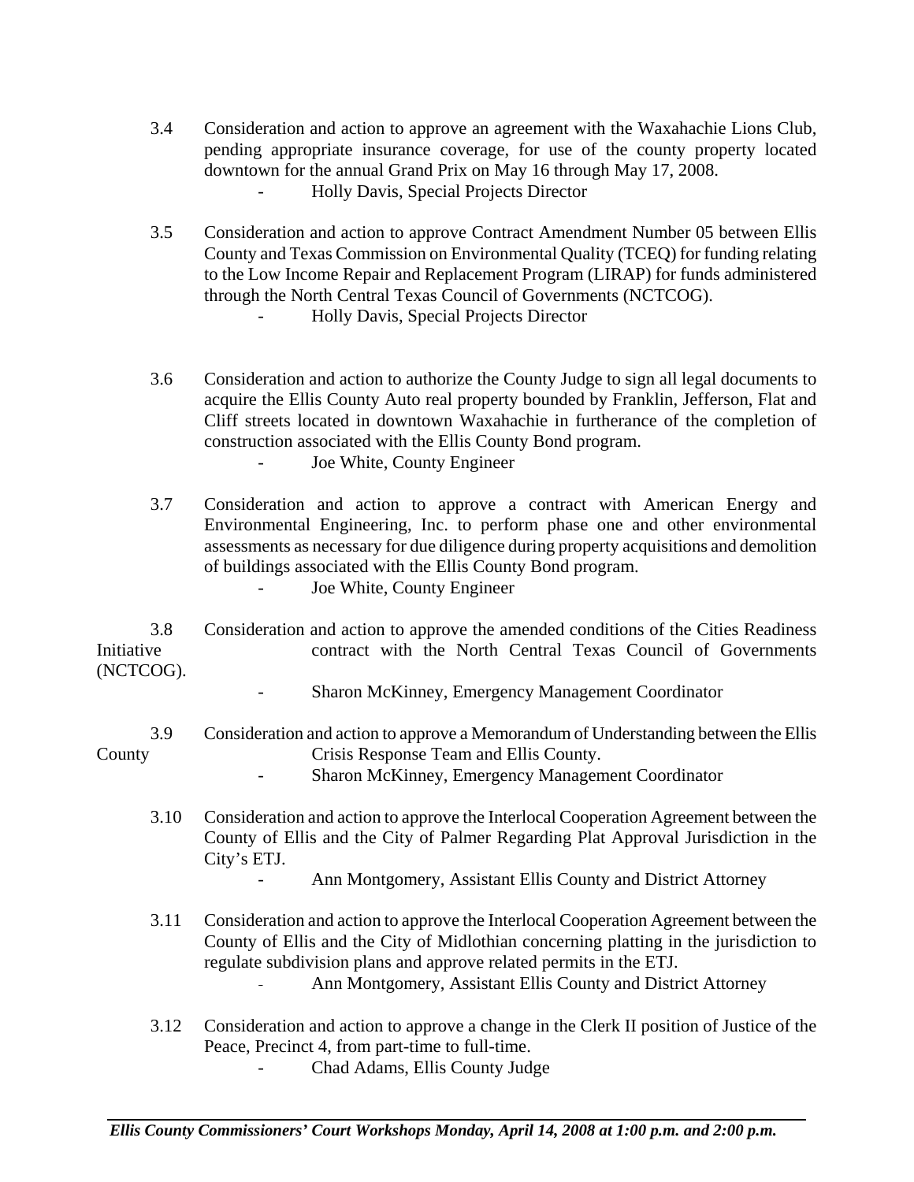3.4 Consideration and action to approve an agreement with the Waxahachie Lions Club, pending appropriate insurance coverage, for use of the county property located downtown for the annual Grand Prix on May 16 through May 17, 2008.

- Holly Davis, Special Projects Director

3.5 Consideration and action to approve Contract Amendment Number 05 between Ellis County and Texas Commission on Environmental Quality (TCEQ) for funding relating to the Low Income Repair and Replacement Program (LIRAP) for funds administered through the North Central Texas Council of Governments (NCTCOG).

- Holly Davis, Special Projects Director

3.6 Consideration and action to authorize the County Judge to sign all legal documents to acquire the Ellis County Auto real property bounded by Franklin, Jefferson, Flat and Cliff streets located in downtown Waxahachie in furtherance of the completion of construction associated with the Ellis County Bond program.

- Joe White, County Engineer

3.7 Consideration and action to approve a contract with American Energy and Environmental Engineering, Inc. to perform phase one and other environmental assessments as necessary for due diligence during property acquisitions and demolition of buildings associated with the Ellis County Bond program.

- Joe White, County Engineer

3.8 Consideration and action to approve the amended conditions of the Cities Readiness Initiative contract with the North Central Texas Council of Governments (NCTCOG).

- Sharon McKinney, Emergency Management Coordinator

3.9 Consideration and action to approve a Memorandum of Understanding between the Ellis County Crisis Response Team and Ellis County.

- Sharon McKinney, Emergency Management Coordinator

3.10 Consideration and action to approve the Interlocal Cooperation Agreement between the County of Ellis and the City of Palmer Regarding Plat Approval Jurisdiction in the City's ETJ.

- Ann Montgomery, Assistant Ellis County and District Attorney

3.11 Consideration and action to approve the Interlocal Cooperation Agreement between the County of Ellis and the City of Midlothian concerning platting in the jurisdiction to regulate subdivision plans and approve related permits in the ETJ.

- Ann Montgomery, Assistant Ellis County and District Attorney

3.12 Consideration and action to approve a change in the Clerk II position of Justice of the Peace, Precinct 4, from part-time to full-time.

- Chad Adams, Ellis County Judge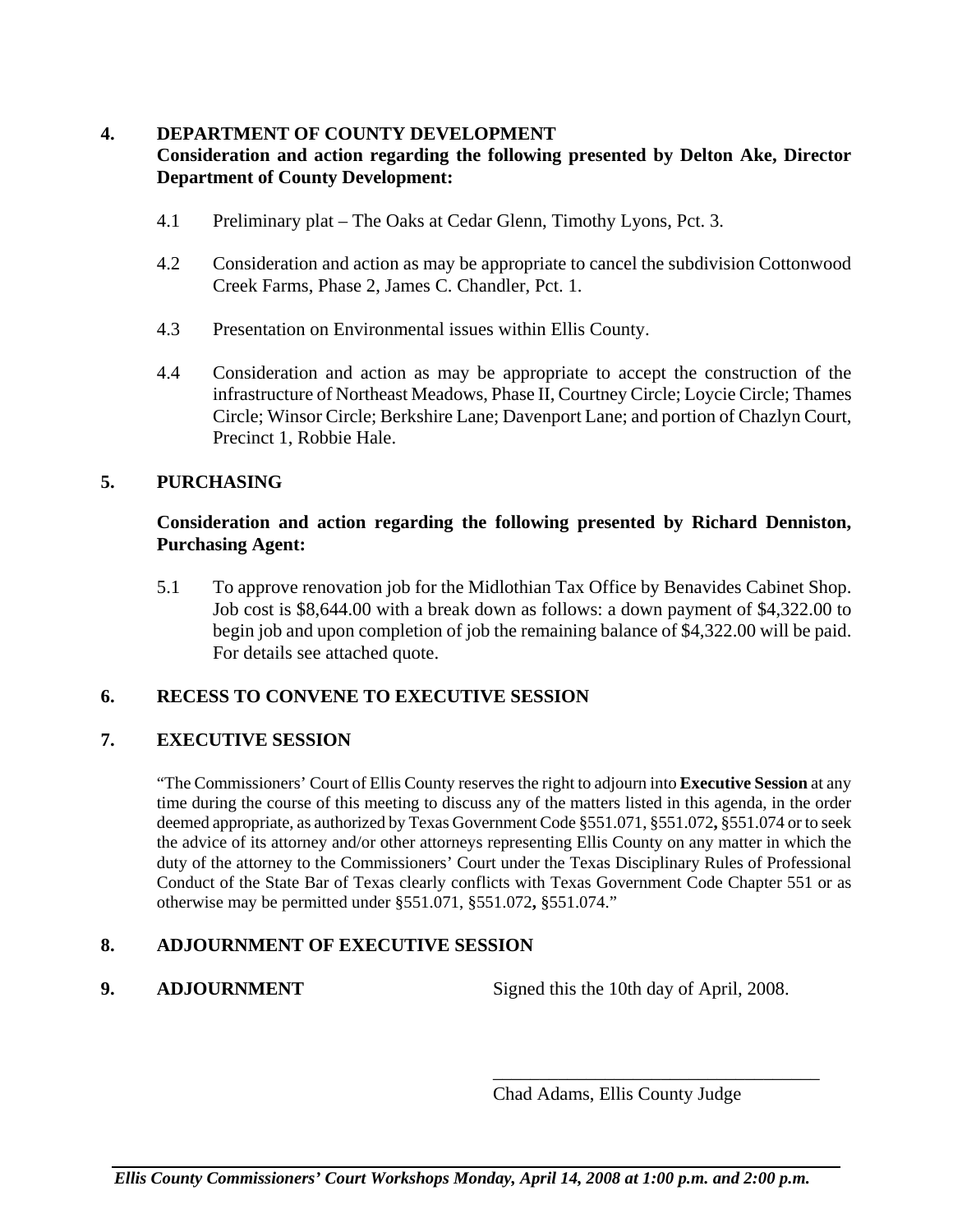## 4. DEPARTMENT OF COUNTY DEVELOPMENT

**Consideration and action regarding the following presented by Delton Ake, Director Department of County Development:**

4.1 Preliminary plat – The Oaks at Cedar Glenn, Timothy Lyons, Pct. 3.

4.2 Consideration and action as may be appropriate to cancel the subdivision Cottonwood Creek Farms, Phase 2, James C. Chandler, Pct. 1.

4.3 Presentation on Environmental issues within Ellis County.

4.4 Consideration and action as may be appropriate to accept the construction of the infrastructure of Northeast Meadows, Phase II, Courtney Circle; Loycie Circle; Thames Circle; Winsor Circle; Berkshire Lane; Davenport Lane; and portion of Chazlyn Court, Precinct 1, Robbie Hale.

## 5. PURCHASING

**Consideration and action regarding the following presented by Richard Denniston, Purchasing Agent:**

5.1 To approve renovation job for the Midlothian Tax Office by Benavides Cabinet Shop. Job cost is $8,644.00 with a break down as follows: a down payment of $4,322.00 to begin job and upon completion of job the remaining balance of $4,322.00 will be paid. For details see attached quote.

## 6. RECESS TO CONVENE TO EXECUTIVE SESSION

## 7. EXECUTIVE SESSION

"The Commissioners' Court of Ellis County reserves the right to adjourn into **Executive Session** at any time during the course of this meeting to discuss any of the matters listed in this agenda, in the order deemed appropriate, as authorized by Texas Government Code §551.071, §551.072**,** §551.074 or to seek the advice of its attorney and/or other attorneys representing Ellis County on any matter in which the duty of the attorney to the Commissioners' Court under the Texas Disciplinary Rules of Professional Conduct of the State Bar of Texas clearly conflicts with Texas Government Code Chapter 551 or as otherwise may be permitted under §551.071, §551.072**,** §551.074."

## 8. ADJOURNMENT OF EXECUTIVE SESSION

## 9. ADJOURNMENT

Signed this the 10th day of April, 2008.

\_\_\_\_\_\_\_\_\_\_\_\_\_\_\_\_\_\_\_\_\_\_\_\_\_\_\_\_\_\_\_\_\_\_\_

Chad Adams, Ellis County Judge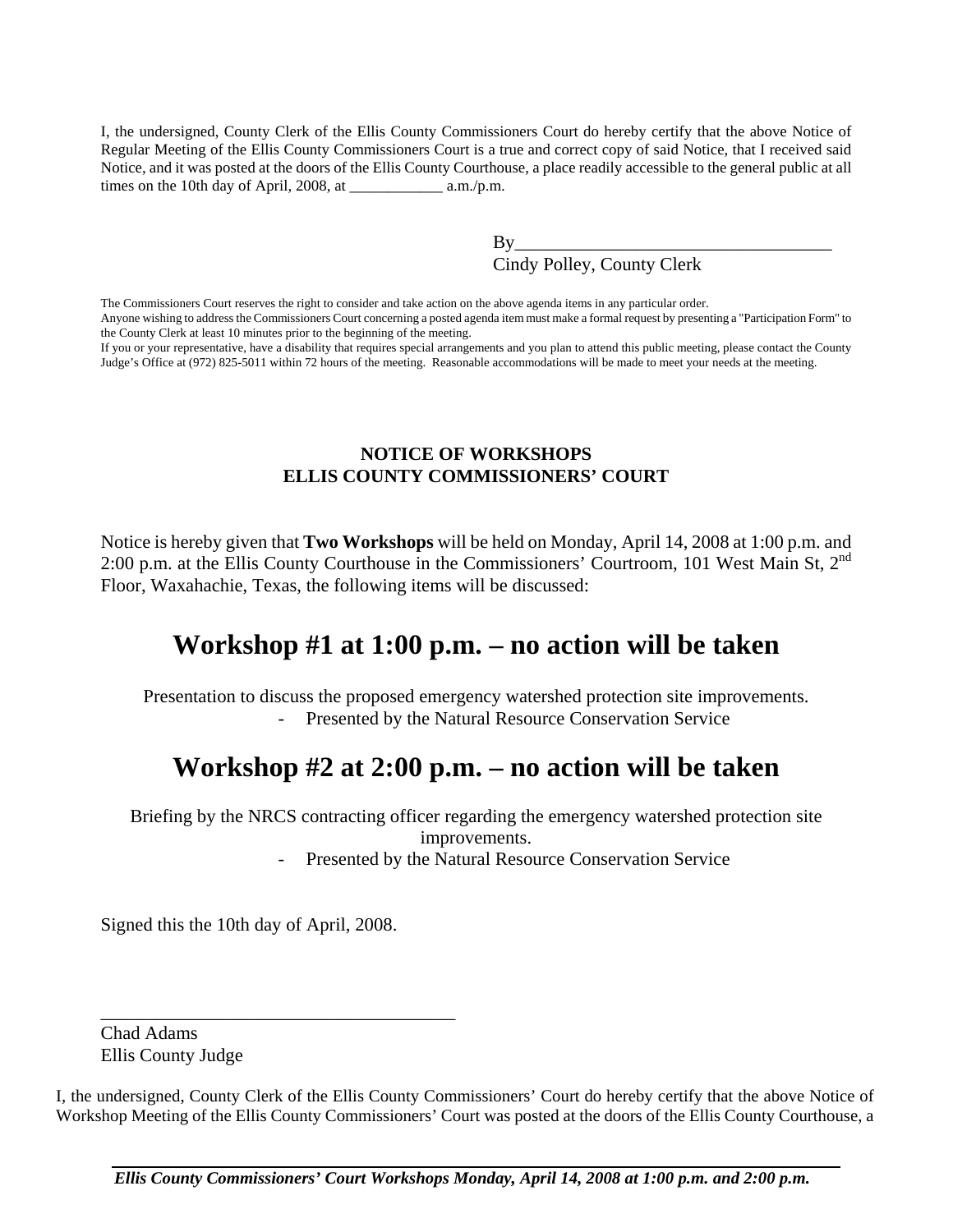I, the undersigned, County Clerk of the Ellis County Commissioners Court do hereby certify that the above Notice of Regular Meeting of the Ellis County Commissioners Court is a true and correct copy of said Notice, that I received said Notice, and it was posted at the doors of the Ellis County Courthouse, a place readily accessible to the general public at all times on the 10th day of April, 2008, at ____________ a.m./p.m.

By___________________________________
Cindy Polley, County Clerk

The Commissioners Court reserves the right to consider and take action on the above agenda items in any particular order.
Anyone wishing to address the Commissioners Court concerning a posted agenda item must make a formal request by presenting a "Participation Form" to the County Clerk at least 10 minutes prior to the beginning of the meeting.
If you or your representative, have a disability that requires special arrangements and you plan to attend this public meeting, please contact the County Judge's Office at (972) 825-5011 within 72 hours of the meeting. Reasonable accommodations will be made to meet your needs at the meeting.

**NOTICE OF WORKSHOPS**
**ELLIS COUNTY COMMISSIONERS' COURT**

Notice is hereby given that **Two Workshops** will be held on Monday, April 14, 2008 at 1:00 p.m. and 2:00 p.m. at the Ellis County Courthouse in the Commissioners' Courtroom, 101 West Main St, 2nd Floor, Waxahachie, Texas, the following items will be discussed:

# Workshop #1 at 1:00 p.m. – no action will be taken

Presentation to discuss the proposed emergency watershed protection site improvements.

- Presented by the Natural Resource Conservation Service

# Workshop #2 at 2:00 p.m. – no action will be taken

Briefing by the NRCS contracting officer regarding the emergency watershed protection site improvements.

- Presented by the Natural Resource Conservation Service

Signed this the 10th day of April, 2008.

_______________________________________
Chad Adams
Ellis County Judge

I, the undersigned, County Clerk of the Ellis County Commissioners' Court do hereby certify that the above Notice of Workshop Meeting of the Ellis County Commissioners' Court was posted at the doors of the Ellis County Courthouse, a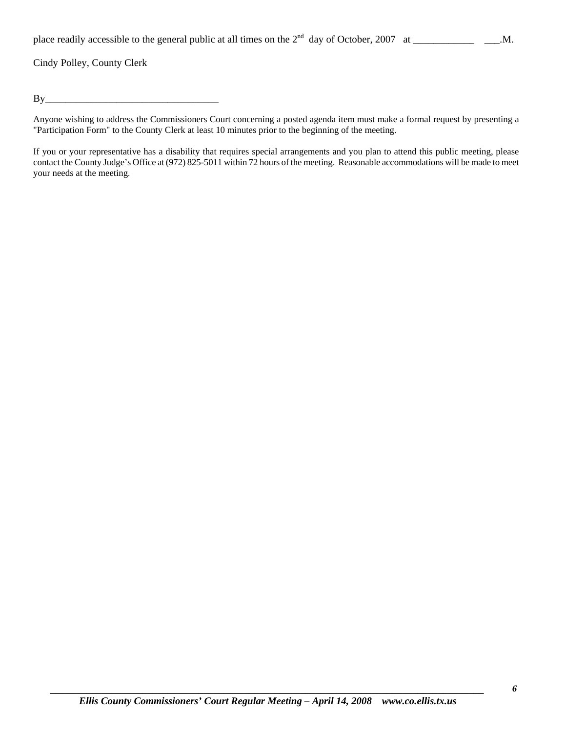place readily accessible to the general public at all times on the 2nd day of October, 2007 at ____________ ___.M.

Cindy Polley, County Clerk

By___________________________________

Anyone wishing to address the Commissioners Court concerning a posted agenda item must make a formal request by presenting a "Participation Form" to the County Clerk at least 10 minutes prior to the beginning of the meeting.

If you or your representative has a disability that requires special arrangements and you plan to attend this public meeting, please contact the County Judge's Office at (972) 825-5011 within 72 hours of the meeting. Reasonable accommodations will be made to meet your needs at the meeting.